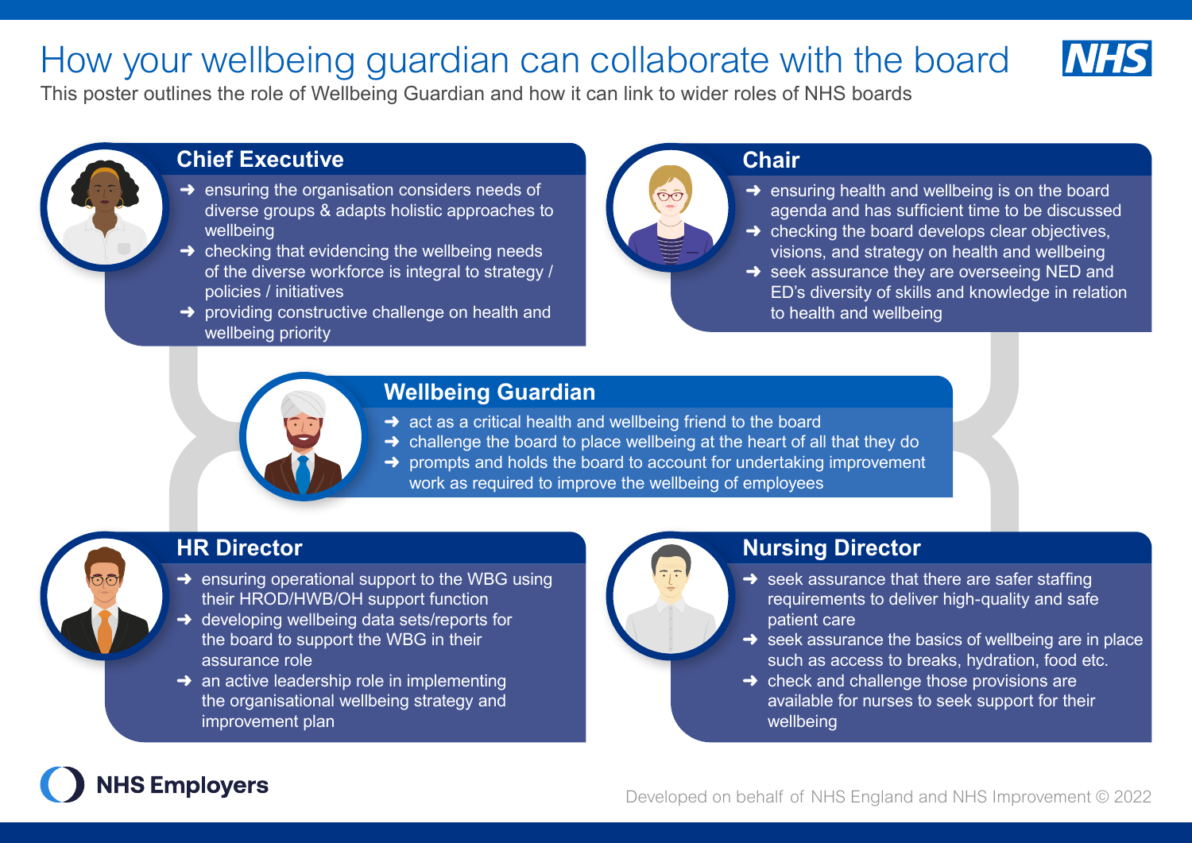# How your wellbeing guardian can collaborate with the board

This poster outlines the role of Wellbeing Guardian and how it can link to wider roles of NHS boards

## Chief Executive

- ensuring the organisation considers needs of diverse groups & adapts holistic approaches to wellbeing
- checking that evidencing the wellbeing needs of the diverse workforce is integral to strategy / policies / initiatives
- providing constructive challenge on health and wellbeing priority

## Chair

- ensuring health and wellbeing is on the board agenda and has sufficient time to be discussed
- checking the board develops clear objectives, visions, and strategy on health and wellbeing
- seek assurance they are overseeing NED and ED's diversity of skills and knowledge in relation to health and wellbeing

## Wellbeing Guardian

- act as a critical health and wellbeing friend to the board
- challenge the board to place wellbeing at the heart of all that they do
- prompts and holds the board to account for undertaking improvement work as required to improve the wellbeing of employees

## HR Director

- ensuring operational support to the WBG using their HROD/HWB/OH support function
- developing wellbeing data sets/reports for the board to support the WBG in their assurance role
- an active leadership role in implementing the organisational wellbeing strategy and improvement plan

## Nursing Director

- seek assurance that there are safer staffing requirements to deliver high-quality and safe patient care
- seek assurance the basics of wellbeing are in place such as access to breaks, hydration, food etc.
- check and challenge those provisions are available for nurses to seek support for their wellbeing

NHS Employers

Developed on behalf of NHS England and NHS Improvement © 2022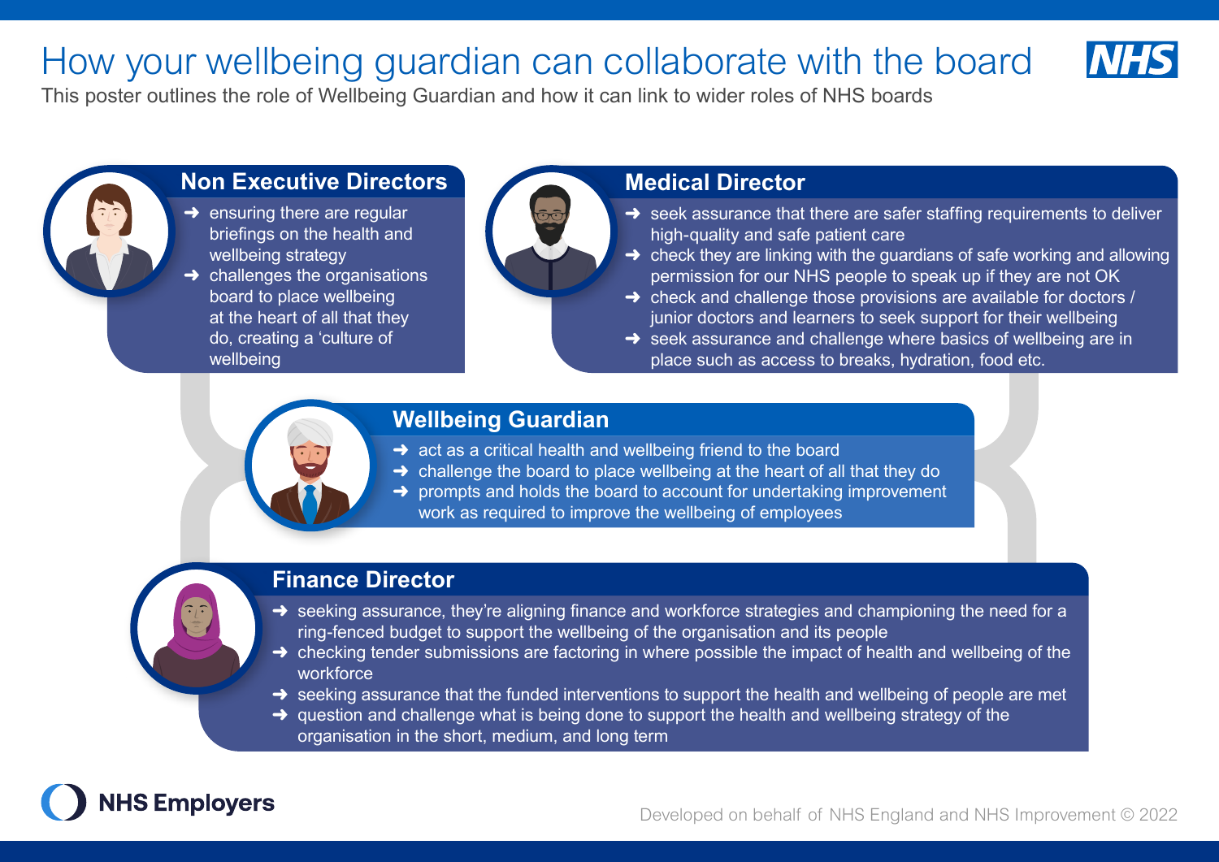# How your wellbeing guardian can collaborate with the board

This poster outlines the role of Wellbeing Guardian and how it can link to wider roles of NHS boards

## Non Executive Directors

- ensuring there are regular briefings on the health and wellbeing strategy
- challenges the organisations board to place wellbeing at the heart of all that they do, creating a 'culture of wellbeing

## Medical Director

- seek assurance that there are safer staffing requirements to deliver high-quality and safe patient care
- check they are linking with the guardians of safe working and allowing permission for our NHS people to speak up if they are not OK
- check and challenge those provisions are available for doctors / junior doctors and learners to seek support for their wellbeing
- seek assurance and challenge where basics of wellbeing are in place such as access to breaks, hydration, food etc.

## Wellbeing Guardian

- act as a critical health and wellbeing friend to the board
- challenge the board to place wellbeing at the heart of all that they do
- prompts and holds the board to account for undertaking improvement work as required to improve the wellbeing of employees

## Finance Director

- seeking assurance, they're aligning finance and workforce strategies and championing the need for a ring-fenced budget to support the wellbeing of the organisation and its people
- checking tender submissions are factoring in where possible the impact of health and wellbeing of the workforce
- seeking assurance that the funded interventions to support the health and wellbeing of people are met
- question and challenge what is being done to support the health and wellbeing strategy of the organisation in the short, medium, and long term

NHS Employers

Developed on behalf of NHS England and NHS Improvement © 2022